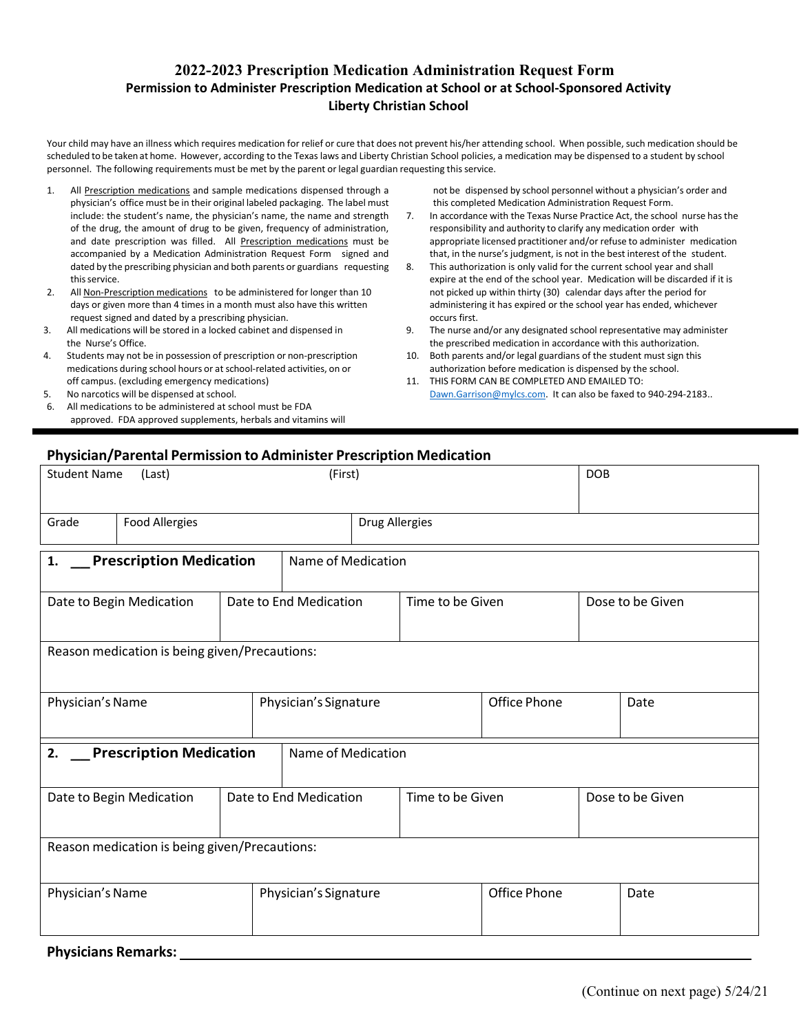# 2022-2023 Prescription Medication Administration Request Form

## Permission to Administer Prescription Medication at School or at School-Sponsored Activity

## Liberty Christian School

Your child may have an illness which requires medication for relief or cure that does not prevent his/her attending school. When possible, such medication should be scheduled to be taken at home. However, according to the Texas laws and Liberty Christian School policies, a medication may be dispensed to a student by school personnel. The following requirements must be met by the parent or legal guardian requesting this service.

1. All Prescription medications and sample medications dispensed through a physician's office must be in their original labeled packaging. The label must include: the student's name, the physician's name, the name and strength of the drug, the amount of drug to be given, frequency of administration, and date prescription was filled. All Prescription medications must be accompanied by a Medication Administration Request Form signed and dated by the prescribing physician and both parents or guardians requesting this service.
2. All Non-Prescription medications to be administered for longer than 10 days or given more than 4 times in a month must also have this written request signed and dated by a prescribing physician.
3. All medications will be stored in a locked cabinet and dispensed in the Nurse's Office.
4. Students may not be in possession of prescription or non-prescription medications during school hours or at school-related activities, on or off campus. (excluding emergency medications)
5. No narcotics will be dispensed at school.
6. All medications to be administered at school must be FDA approved. FDA approved supplements, herbals and vitamins will not be dispensed by school personnel without a physician's order and this completed Medication Administration Request Form.
7. In accordance with the Texas Nurse Practice Act, the school nurse has the responsibility and authority to clarify any medication order with appropriate licensed practitioner and/or refuse to administer medication that, in the nurse's judgment, is not in the best interest of the student.
8. This authorization is only valid for the current school year and shall expire at the end of the school year. Medication will be discarded if it is not picked up within thirty (30) calendar days after the period for administering it has expired or the school year has ended, whichever occurs first.
9. The nurse and/or any designated school representative may administer the prescribed medication in accordance with this authorization.
10. Both parents and/or legal guardians of the student must sign this authorization before medication is dispensed by the school.
11. THIS FORM CAN BE COMPLETED AND EMAILED TO: Dawn.Garrison@mylcs.com. It can also be faxed to 940-294-2183..

## Physician/Parental Permission to Administer Prescription Medication

| Student Name (Last) | (First) | DOB |
|---|---|---|
| | | |

| Grade | Food Allergies | Drug Allergies |
|---|---|---|
| | | |

| 1. __ **Prescription Medication** | Name of Medication | | |
|---|---|---|---|
| Date to Begin Medication | Date to End Medication | Time to be Given | Dose to be Given |
| | | | |
| Reason medication is being given/Precautions: | | | |
| Physician's Name | Physician's Signature | Office Phone | Date |
| | | | |

| 2. __ **Prescription Medication** | Name of Medication | | |
|---|---|---|---|
| Date to Begin Medication | Date to End Medication | Time to be Given | Dose to be Given |
| | | | |
| Reason medication is being given/Precautions: | | | |
| Physician's Name | Physician's Signature | Office Phone | Date |
| | | | |

**Physicians Remarks:** ______________________________________________

(Continue on next page) 5/24/21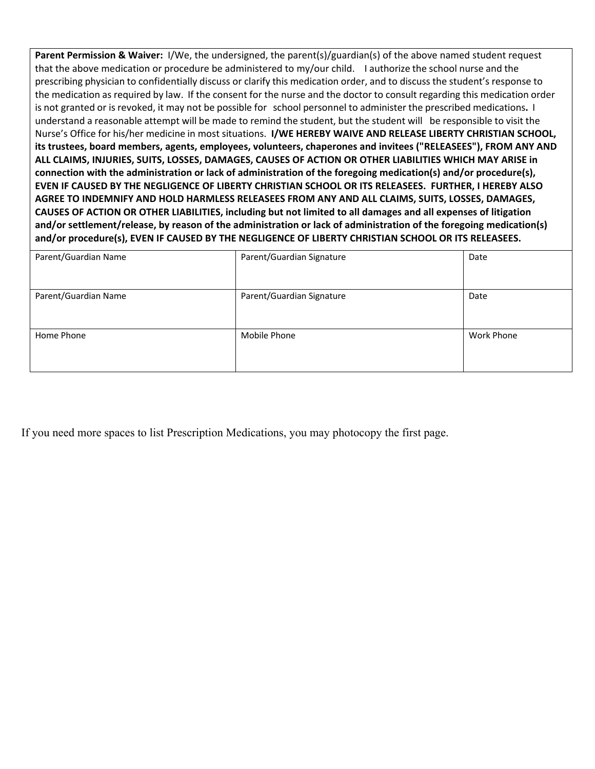**Parent Permission & Waiver:** I/We, the undersigned, the parent(s)/guardian(s) of the above named student request that the above medication or procedure be administered to my/our child. I authorize the school nurse and the prescribing physician to confidentially discuss or clarify this medication order, and to discuss the student's response to the medication as required by law. If the consent for the nurse and the doctor to consult regarding this medication order is not granted or is revoked, it may not be possible for school personnel to administer the prescribed medications**.** I understand a reasonable attempt will be made to remind the student, but the student will be responsible to visit the Nurse's Office for his/her medicine in most situations. **I/WE HEREBY WAIVE AND RELEASE LIBERTY CHRISTIAN SCHOOL, its trustees, board members, agents, employees, volunteers, chaperones and invitees ("RELEASEES"), FROM ANY AND ALL CLAIMS, INJURIES, SUITS, LOSSES, DAMAGES, CAUSES OF ACTION OR OTHER LIABILITIES WHICH MAY ARISE in connection with the administration or lack of administration of the foregoing medication(s) and/or procedure(s), EVEN IF CAUSED BY THE NEGLIGENCE OF LIBERTY CHRISTIAN SCHOOL OR ITS RELEASEES. FURTHER, I HEREBY ALSO AGREE TO INDEMNIFY AND HOLD HARMLESS RELEASEES FROM ANY AND ALL CLAIMS, SUITS, LOSSES, DAMAGES, CAUSES OF ACTION OR OTHER LIABILITIES, including but not limited to all damages and all expenses of litigation and/or settlement/release, by reason of the administration or lack of administration of the foregoing medication(s) and/or procedure(s), EVEN IF CAUSED BY THE NEGLIGENCE OF LIBERTY CHRISTIAN SCHOOL OR ITS RELEASEES.**

| | | |
|---|---|---|
| Parent/Guardian Name | Parent/Guardian Signature | Date |
| Parent/Guardian Name | Parent/Guardian Signature | Date |
| Home Phone | Mobile Phone | Work Phone |

If you need more spaces to list Prescription Medications, you may photocopy the first page.